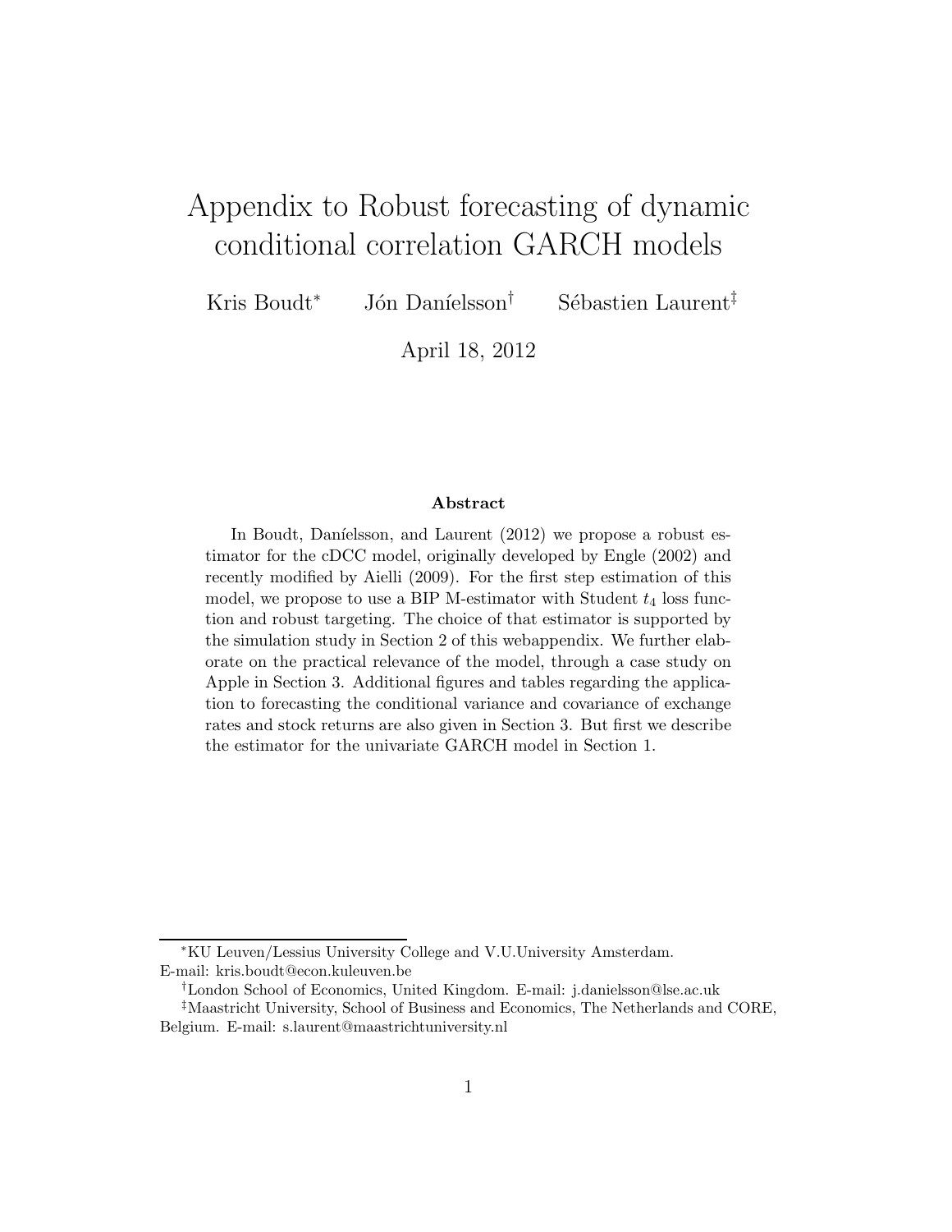# Appendix to Robust forecasting of dynamic conditional correlation GARCH models

Kris Boudt[*] Jón Daníelsson[†] Sébastien Laurent[‡]

April 18, 2012

### Abstract

In Boudt, Daníelsson, and Laurent (2012) we propose a robust estimator for the cDCC model, originally developed by Engle (2002) and recently modified by Aielli (2009). For the first step estimation of this model, we propose to use a BIP M-estimator with Student $t_4$ loss function and robust targeting. The choice of that estimator is supported by the simulation study in Section 2 of this webappendix. We further elaborate on the practical relevance of the model, through a case study on Apple in Section 3. Additional figures and tables regarding the application to forecasting the conditional variance and covariance of exchange rates and stock returns are also given in Section 3. But first we describe the estimator for the univariate GARCH model in Section 1.

---

[*] KU Leuven/Lessius University College and V.U.University Amsterdam. E-mail: kris.boudt@econ.kuleuven.be

[†] London School of Economics, United Kingdom. E-mail: j.danielsson@lse.ac.uk

[‡] Maastricht University, School of Business and Economics, The Netherlands and CORE, Belgium. E-mail: s.laurent@maastrichtuniversity.nl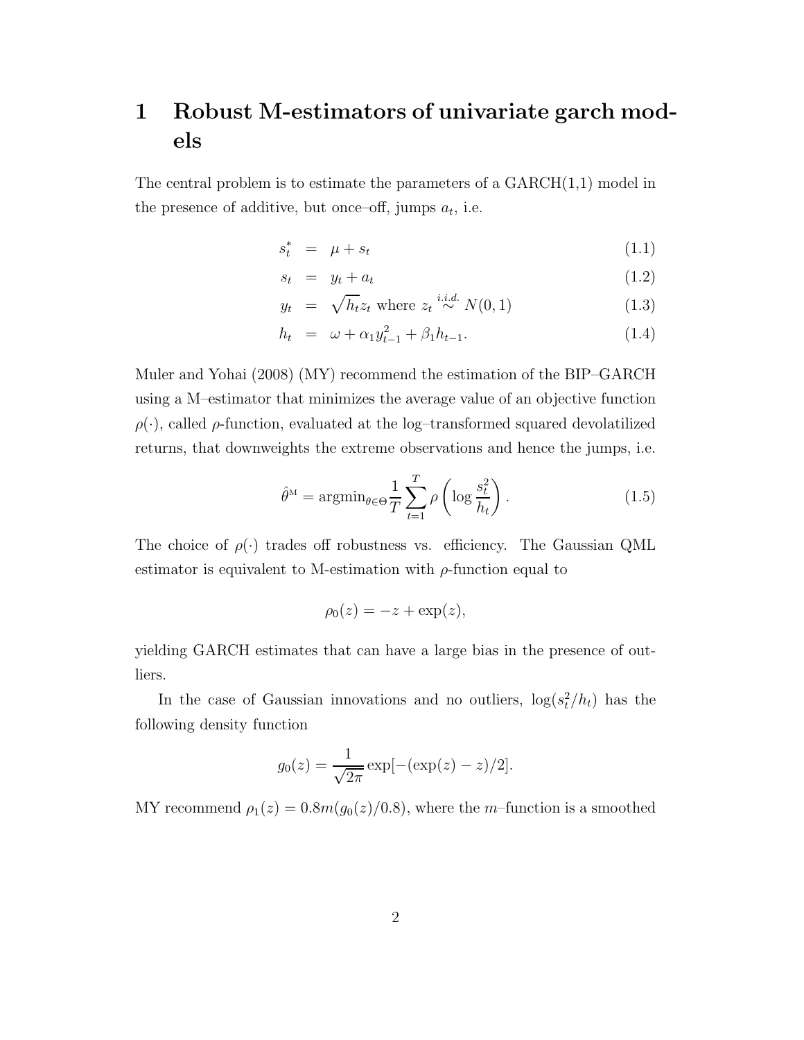# 1 Robust M-estimators of univariate garch models

The central problem is to estimate the parameters of a GARCH(1,1) model in the presence of additive, but once–off, jumps $a_t$, i.e.

$$
\begin{aligned}
s_t^* &= \mu + s_t & (1.1)\\
s_t &= y_t + a_t & (1.2)\\
y_t &= \sqrt{h_t} z_t \text{ where } z_t \overset{i.i.d.}{\sim} N(0,1) & (1.3)\\
h_t &= \omega + \alpha_1 y_{t-1}^2 + \beta_1 h_{t-1}. & (1.4)
\end{aligned}
$$

Muler and Yohai (2008) (MY) recommend the estimation of the BIP–GARCH using a M–estimator that minimizes the average value of an objective function $\rho(\cdot)$, called $\rho$-function, evaluated at the log–transformed squared devolatilized returns, that downweights the extreme observations and hence the jumps, i.e.

$$
\hat{\theta}^{\text{M}} = \text{argmin}_{\theta \in \Theta} \frac{1}{T} \sum_{t=1}^{T} \rho\left(\log \frac{s_t^2}{h_t}\right). \tag{1.5}
$$

The choice of $\rho(\cdot)$ trades off robustness vs. efficiency. The Gaussian QML estimator is equivalent to M-estimation with $\rho$-function equal to

$$
\rho_0(z) = -z + \exp(z),
$$

yielding GARCH estimates that can have a large bias in the presence of outliers.

In the case of Gaussian innovations and no outliers, $\log(s_t^2/h_t)$ has the following density function

$$
g_0(z) = \frac{1}{\sqrt{2\pi}} \exp[-(\exp(z) - z)/2].
$$

MY recommend $\rho_1(z) = 0.8m(g_0(z)/0.8)$, where the $m$–function is a smoothed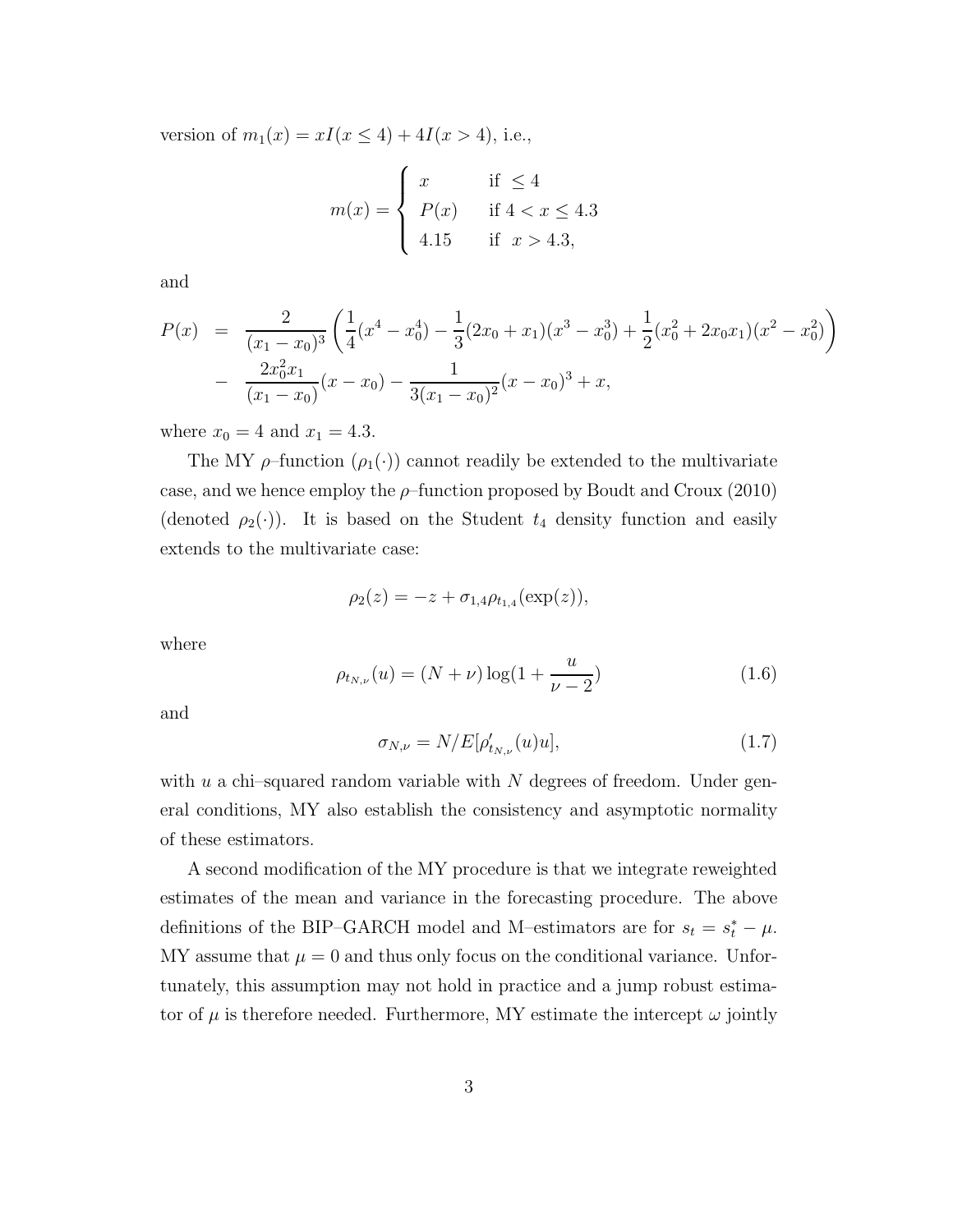version of $m_1(x) = xI(x \leq 4) + 4I(x > 4)$, i.e.,

$$
m(x) = \begin{cases} x & \text{if } \leq 4 \\ P(x) & \text{if } 4 < x \leq 4.3 \\ 4.15 & \text{if } \ x > 4.3, \end{cases}
$$

and

$$
\begin{aligned}
P(x) &= \frac{2}{(x_1 - x_0)^3} \left( \frac{1}{4}(x^4 - x_0^4) - \frac{1}{3}(2x_0 + x_1)(x^3 - x_0^3) + \frac{1}{2}(x_0^2 + 2x_0 x_1)(x^2 - x_0^2) \right) \\
&- \frac{2x_0^2 x_1}{(x_1 - x_0)}(x - x_0) - \frac{1}{3(x_1 - x_0)^2}(x - x_0)^3 + x,
\end{aligned}
$$

where $x_0 = 4$ and $x_1 = 4.3$.

The MY $\rho$–function ($\rho_1(\cdot)$) cannot readily be extended to the multivariate case, and we hence employ the $\rho$–function proposed by Boudt and Croux (2010) (denoted $\rho_2(\cdot)$). It is based on the Student $t_4$ density function and easily extends to the multivariate case:

$$
\rho_2(z) = -z + \sigma_{1,4}\rho_{t_{1,4}}(\exp(z)),
$$

where

$$
\rho_{t_{N,\nu}}(u) = (N + \nu)\log(1 + \frac{u}{\nu - 2}) \tag{1.6}
$$

and

$$
\sigma_{N,\nu} = N / E[\rho'_{t_{N,\nu}}(u)u], \tag{1.7}
$$

with $u$ a chi–squared random variable with $N$ degrees of freedom. Under general conditions, MY also establish the consistency and asymptotic normality of these estimators.

A second modification of the MY procedure is that we integrate reweighted estimates of the mean and variance in the forecasting procedure. The above definitions of the BIP–GARCH model and M–estimators are for $s_t = s_t^* - \mu$. MY assume that $\mu = 0$ and thus only focus on the conditional variance. Unfortunately, this assumption may not hold in practice and a jump robust estimator of $\mu$ is therefore needed. Furthermore, MY estimate the intercept $\omega$ jointly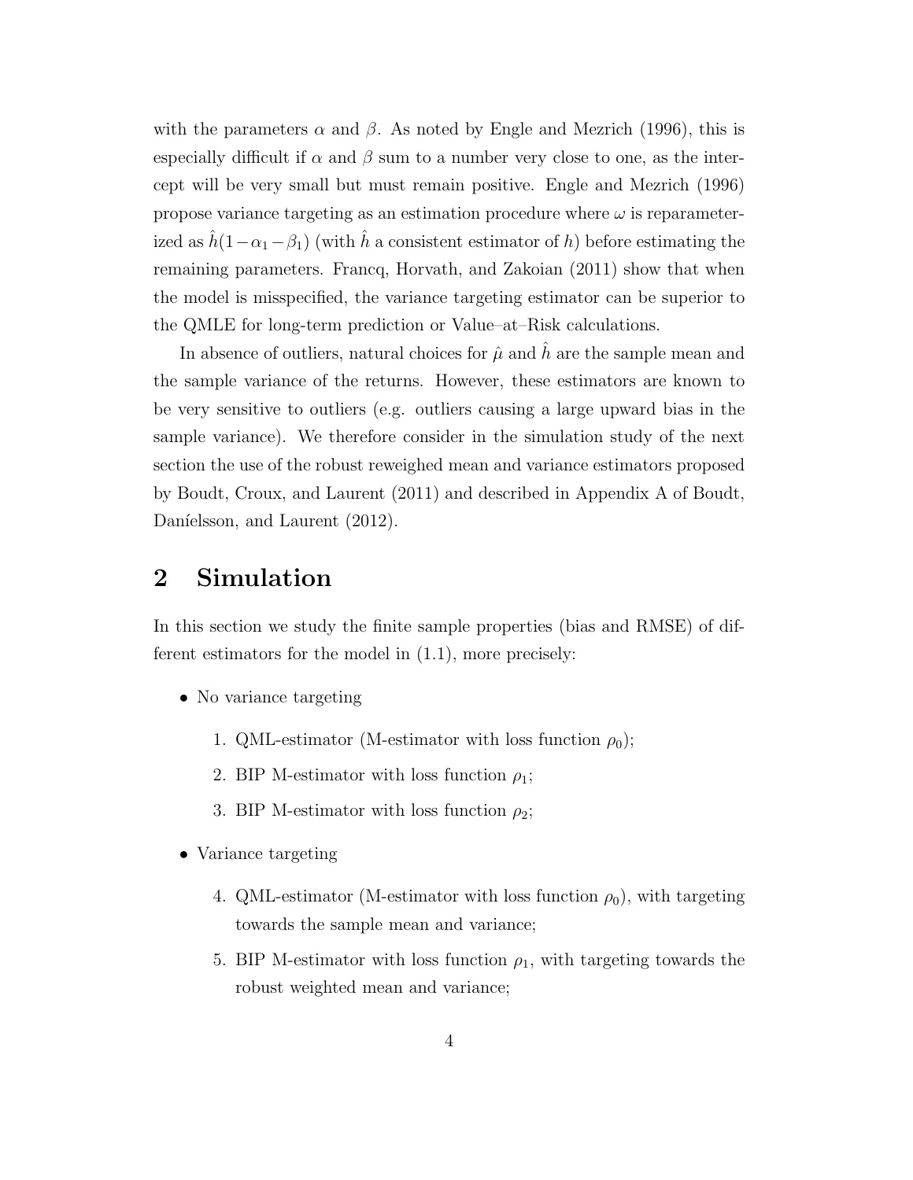with the parameters $\alpha$ and $\beta$. As noted by Engle and Mezrich (1996), this is especially difficult if $\alpha$ and $\beta$ sum to a number very close to one, as the intercept will be very small but must remain positive. Engle and Mezrich (1996) propose variance targeting as an estimation procedure where $\omega$ is reparameterized as $\hat{h}(1-\alpha_1-\beta_1)$ (with $\hat{h}$ a consistent estimator of $h$) before estimating the remaining parameters. Francq, Horvath, and Zakoian (2011) show that when the model is misspecified, the variance targeting estimator can be superior to the QMLE for long-term prediction or Value–at–Risk calculations.

In absence of outliers, natural choices for $\hat{\mu}$ and $\hat{h}$ are the sample mean and the sample variance of the returns. However, these estimators are known to be very sensitive to outliers (e.g. outliers causing a large upward bias in the sample variance). We therefore consider in the simulation study of the next section the use of the robust reweighed mean and variance estimators proposed by Boudt, Croux, and Laurent (2011) and described in Appendix A of Boudt, Daníelsson, and Laurent (2012).

# 2 Simulation

In this section we study the finite sample properties (bias and RMSE) of different estimators for the model in (1.1), more precisely:

- No variance targeting
  1. QML-estimator (M-estimator with loss function $\rho_0$);
  2. BIP M-estimator with loss function $\rho_1$;
  3. BIP M-estimator with loss function $\rho_2$;
- Variance targeting
  4. QML-estimator (M-estimator with loss function $\rho_0$), with targeting towards the sample mean and variance;
  5. BIP M-estimator with loss function $\rho_1$, with targeting towards the robust weighted mean and variance;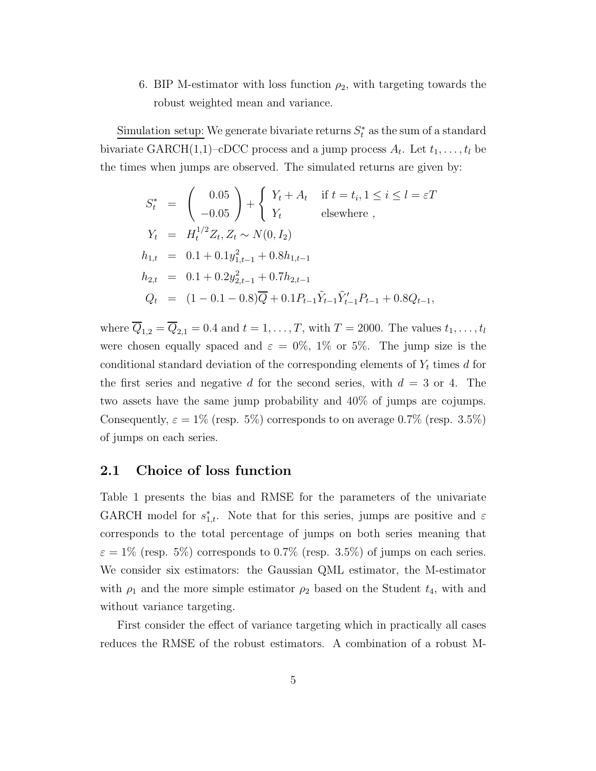6. BIP M-estimator with loss function $\rho_2$, with targeting towards the robust weighted mean and variance.

Simulation setup: We generate bivariate returns $S_t^*$ as the sum of a standard bivariate GARCH(1,1)–cDCC process and a jump process $A_t$. Let $t_1, \ldots, t_l$ be the times when jumps are observed. The simulated returns are given by:

$$
\begin{aligned}
S_t^* &= \begin{pmatrix} 0.05 \\ -0.05 \end{pmatrix} + \begin{cases} Y_t + A_t & \text{if } t = t_i, 1 \leq i \leq l = \varepsilon T \\ Y_t & \text{elsewhere} \end{cases}, \\
Y_t &= H_t^{1/2} Z_t, Z_t \sim N(0, I_2) \\
h_{1,t} &= 0.1 + 0.1 y_{1,t-1}^2 + 0.8 h_{1,t-1} \\
h_{2,t} &= 0.1 + 0.2 y_{2,t-1}^2 + 0.7 h_{2,t-1} \\
Q_t &= (1 - 0.1 - 0.8)\overline{Q} + 0.1 P_{t-1} \tilde{Y}_{t-1} \tilde{Y}_{t-1}' P_{t-1} + 0.8 Q_{t-1},
\end{aligned}
$$

where $\overline{Q}_{1,2} = \overline{Q}_{2,1} = 0.4$ and $t = 1, \ldots, T$, with $T = 2000$. The values $t_1, \ldots, t_l$ were chosen equally spaced and $\varepsilon = 0\%$, $1\%$ or $5\%$. The jump size is the conditional standard deviation of the corresponding elements of $Y_t$ times $d$ for the first series and negative $d$ for the second series, with $d = 3$ or $4$. The two assets have the same jump probability and 40% of jumps are cojumps. Consequently, $\varepsilon = 1\%$ (resp. 5%) corresponds to on average 0.7% (resp. 3.5%) of jumps on each series.

## 2.1 Choice of loss function

Table 1 presents the bias and RMSE for the parameters of the univariate GARCH model for $s_{1,t}^*$. Note that for this series, jumps are positive and $\varepsilon$ corresponds to the total percentage of jumps on both series meaning that $\varepsilon = 1\%$ (resp. 5%) corresponds to 0.7% (resp. 3.5%) of jumps on each series. We consider six estimators: the Gaussian QML estimator, the M-estimator with $\rho_1$ and the more simple estimator $\rho_2$ based on the Student $t_4$, with and without variance targeting.

First consider the effect of variance targeting which in practically all cases reduces the RMSE of the robust estimators. A combination of a robust M-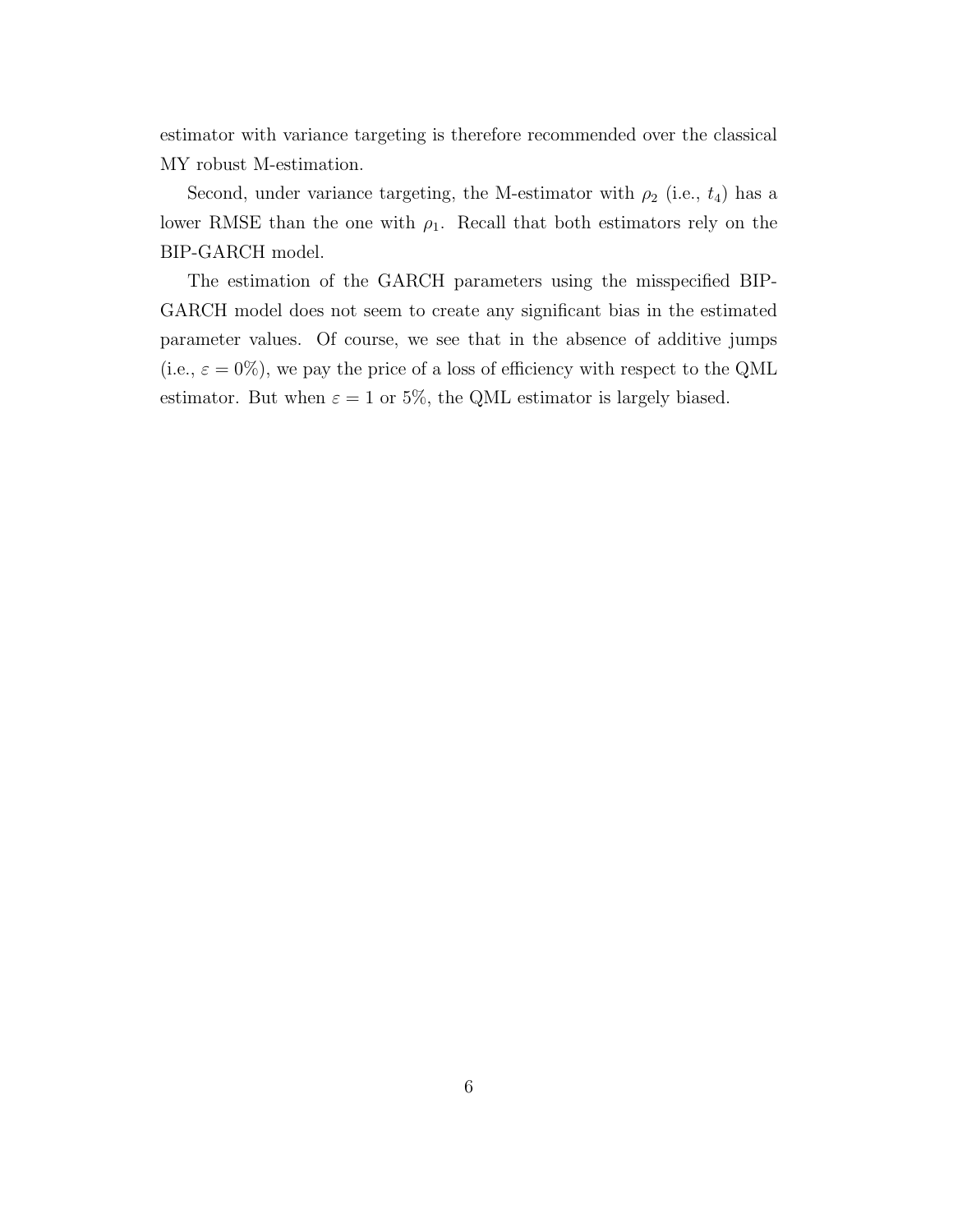estimator with variance targeting is therefore recommended over the classical MY robust M-estimation.

Second, under variance targeting, the M-estimator with $\rho_2$ (i.e., $t_4$) has a lower RMSE than the one with $\rho_1$. Recall that both estimators rely on the BIP-GARCH model.

The estimation of the GARCH parameters using the misspecified BIP-GARCH model does not seem to create any significant bias in the estimated parameter values. Of course, we see that in the absence of additive jumps (i.e., $\varepsilon = 0\%$), we pay the price of a loss of efficiency with respect to the QML estimator. But when $\varepsilon = 1$ or $5\%$, the QML estimator is largely biased.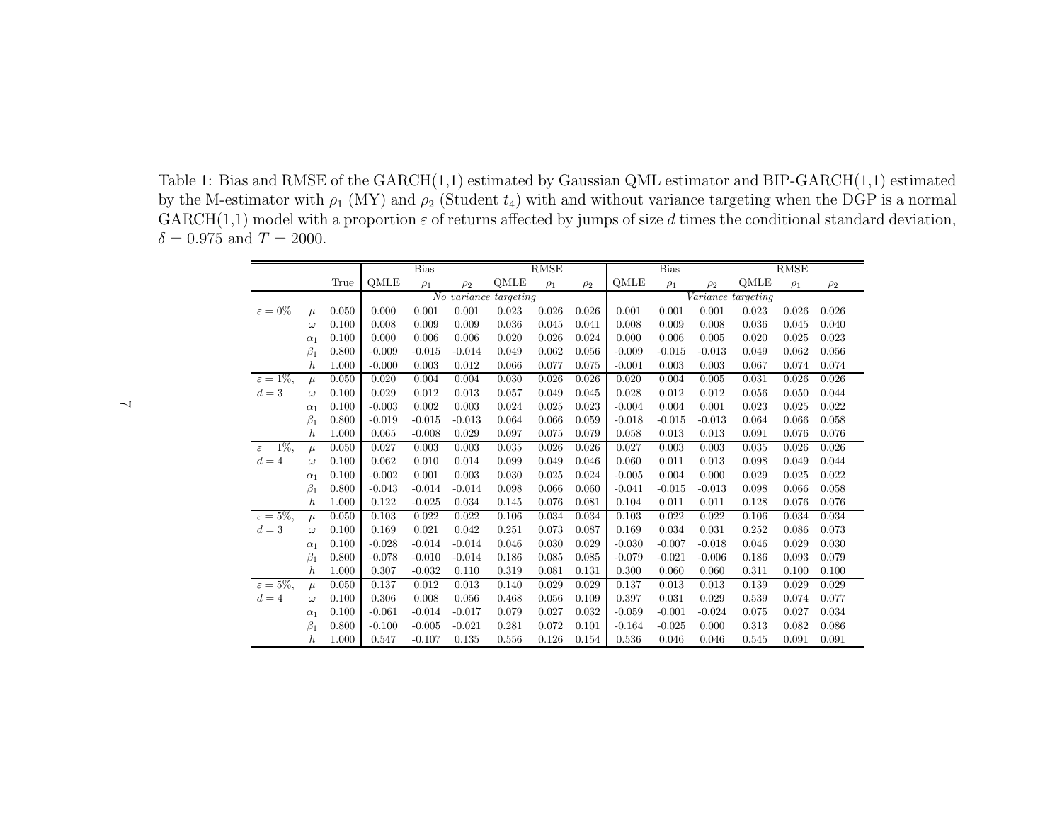Table 1: Bias and RMSE of the GARCH(1,1) estimated by Gaussian QML estimator and BIP-GARCH(1,1) estimated by the M-estimator with $\rho_1$ (MY) and $\rho_2$ (Student $t_4$) with and without variance targeting when the DGP is a normal GARCH(1,1) model with a proportion $\varepsilon$ of returns affected by jumps of size $d$ times the conditional standard deviation, $\delta = 0.975$ and $T = 2000$.

| | | True | Bias | | | RMSE | | | Bias | | | RMSE | | |
|---|---|---|---|---|---|---|---|---|---|---|---|---|---|---|
| | | | QMLE | $\rho_1$ | $\rho_2$ | QMLE | $\rho_1$ | $\rho_2$ | QMLE | $\rho_1$ | $\rho_2$ | QMLE | $\rho_1$ | $\rho_2$ |
| | | | *No variance targeting* | | | | | | *Variance targeting* | | | | | |
| $\varepsilon = 0\%$ | $\mu$ | 0.050 | 0.000 | 0.001 | 0.001 | 0.023 | 0.026 | 0.026 | 0.001 | 0.001 | 0.001 | 0.023 | 0.026 | 0.026 |
| | $\omega$ | 0.100 | 0.008 | 0.009 | 0.009 | 0.036 | 0.045 | 0.041 | 0.008 | 0.009 | 0.008 | 0.036 | 0.045 | 0.040 |
| | $\alpha_1$ | 0.100 | 0.000 | 0.006 | 0.006 | 0.020 | 0.026 | 0.024 | 0.000 | 0.006 | 0.005 | 0.020 | 0.025 | 0.023 |
| | $\beta_1$ | 0.800 | -0.009 | -0.015 | -0.014 | 0.049 | 0.062 | 0.056 | -0.009 | -0.015 | -0.013 | 0.049 | 0.062 | 0.056 |
| | $h$ | 1.000 | -0.000 | 0.003 | 0.012 | 0.066 | 0.077 | 0.075 | -0.001 | 0.003 | 0.003 | 0.067 | 0.074 | 0.074 |
| $\varepsilon = 1\%$, | $\mu$ | 0.050 | 0.020 | 0.004 | 0.004 | 0.030 | 0.026 | 0.026 | 0.020 | 0.004 | 0.005 | 0.031 | 0.026 | 0.026 |
| $d = 3$ | $\omega$ | 0.100 | 0.029 | 0.012 | 0.013 | 0.057 | 0.049 | 0.045 | 0.028 | 0.012 | 0.012 | 0.056 | 0.050 | 0.044 |
| | $\alpha_1$ | 0.100 | -0.003 | 0.002 | 0.003 | 0.024 | 0.025 | 0.023 | -0.004 | 0.004 | 0.001 | 0.023 | 0.025 | 0.022 |
| | $\beta_1$ | 0.800 | -0.019 | -0.015 | -0.013 | 0.064 | 0.066 | 0.059 | -0.018 | -0.015 | -0.013 | 0.064 | 0.066 | 0.058 |
| | $h$ | 1.000 | 0.065 | -0.008 | 0.029 | 0.097 | 0.075 | 0.079 | 0.058 | 0.013 | 0.013 | 0.091 | 0.076 | 0.076 |
| $\varepsilon = 1\%$, | $\mu$ | 0.050 | 0.027 | 0.003 | 0.003 | 0.035 | 0.026 | 0.026 | 0.027 | 0.003 | 0.003 | 0.035 | 0.026 | 0.026 |
| $d = 4$ | $\omega$ | 0.100 | 0.062 | 0.010 | 0.014 | 0.099 | 0.049 | 0.046 | 0.060 | 0.011 | 0.013 | 0.098 | 0.049 | 0.044 |
| | $\alpha_1$ | 0.100 | -0.002 | 0.001 | 0.003 | 0.030 | 0.025 | 0.024 | -0.005 | 0.004 | 0.000 | 0.029 | 0.025 | 0.022 |
| | $\beta_1$ | 0.800 | -0.043 | -0.014 | -0.014 | 0.098 | 0.066 | 0.060 | -0.041 | -0.015 | -0.013 | 0.098 | 0.066 | 0.058 |
| | $h$ | 1.000 | 0.122 | -0.025 | 0.034 | 0.145 | 0.076 | 0.081 | 0.104 | 0.011 | 0.011 | 0.128 | 0.076 | 0.076 |
| $\varepsilon = 5\%$, | $\mu$ | 0.050 | 0.103 | 0.022 | 0.022 | 0.106 | 0.034 | 0.034 | 0.103 | 0.022 | 0.022 | 0.106 | 0.034 | 0.034 |
| $d = 3$ | $\omega$ | 0.100 | 0.169 | 0.021 | 0.042 | 0.251 | 0.073 | 0.087 | 0.169 | 0.034 | 0.031 | 0.252 | 0.086 | 0.073 |
| | $\alpha_1$ | 0.100 | -0.028 | -0.014 | -0.014 | 0.046 | 0.030 | 0.029 | -0.030 | -0.007 | -0.018 | 0.046 | 0.029 | 0.030 |
| | $\beta_1$ | 0.800 | -0.078 | -0.010 | -0.014 | 0.186 | 0.085 | 0.085 | -0.079 | -0.021 | -0.006 | 0.186 | 0.093 | 0.079 |
| | $h$ | 1.000 | 0.307 | -0.032 | 0.110 | 0.319 | 0.081 | 0.131 | 0.300 | 0.060 | 0.060 | 0.311 | 0.100 | 0.100 |
| $\varepsilon = 5\%$, | $\mu$ | 0.050 | 0.137 | 0.012 | 0.013 | 0.140 | 0.029 | 0.029 | 0.137 | 0.013 | 0.013 | 0.139 | 0.029 | 0.029 |
| $d = 4$ | $\omega$ | 0.100 | 0.306 | 0.008 | 0.056 | 0.468 | 0.056 | 0.109 | 0.397 | 0.031 | 0.029 | 0.539 | 0.074 | 0.077 |
| | $\alpha_1$ | 0.100 | -0.061 | -0.014 | -0.017 | 0.079 | 0.027 | 0.032 | -0.059 | -0.001 | -0.024 | 0.075 | 0.027 | 0.034 |
| | $\beta_1$ | 0.800 | -0.100 | -0.005 | -0.021 | 0.281 | 0.072 | 0.101 | -0.164 | -0.025 | 0.000 | 0.313 | 0.082 | 0.086 |
| | $h$ | 1.000 | 0.547 | -0.107 | 0.135 | 0.556 | 0.126 | 0.154 | 0.536 | 0.046 | 0.046 | 0.545 | 0.091 | 0.091 |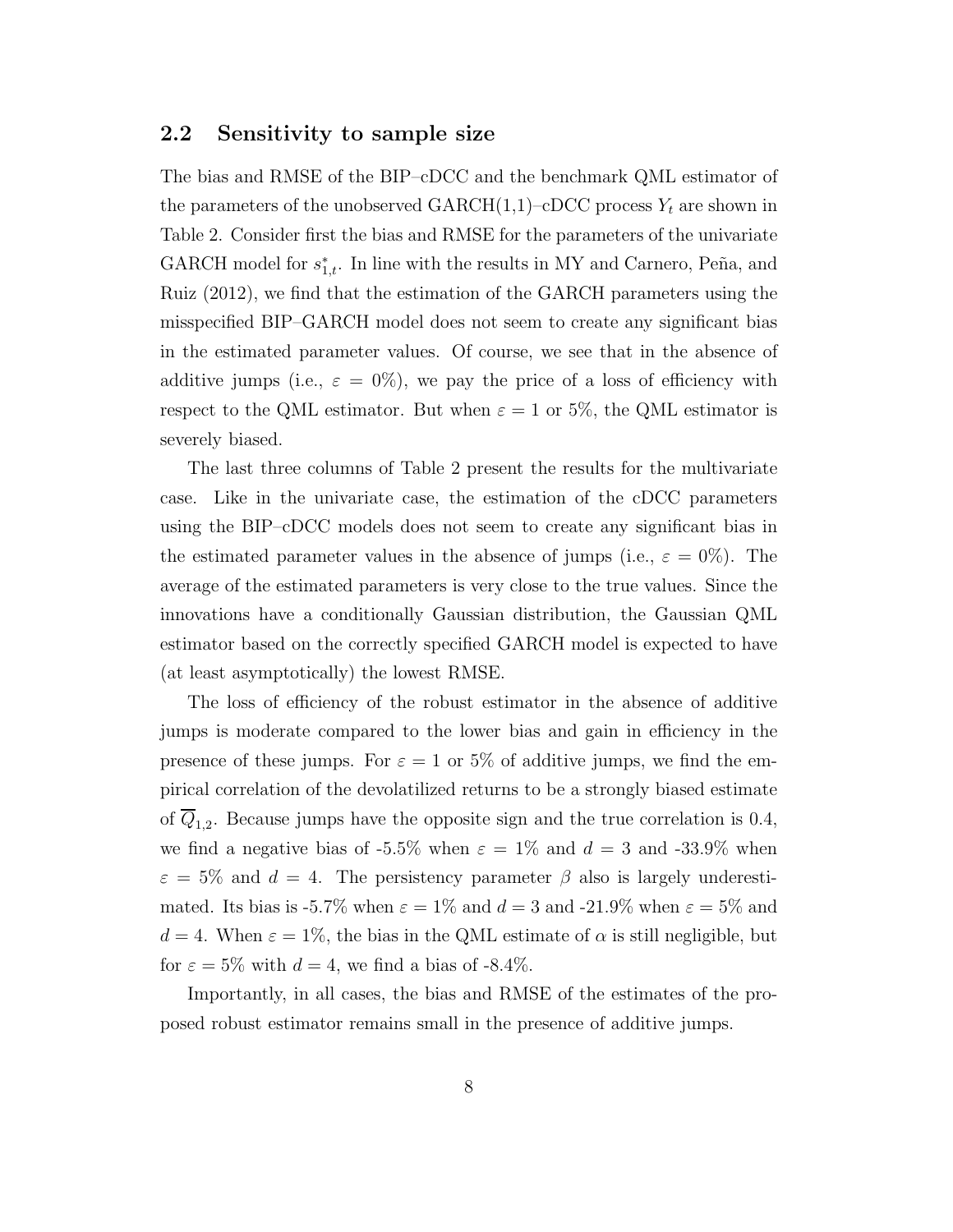## 2.2 Sensitivity to sample size

The bias and RMSE of the BIP–cDCC and the benchmark QML estimator of the parameters of the unobserved GARCH(1,1)–cDCC process $Y_t$ are shown in Table 2. Consider first the bias and RMSE for the parameters of the univariate GARCH model for $s^*_{1,t}$. In line with the results in MY and Carnero, Peña, and Ruiz (2012), we find that the estimation of the GARCH parameters using the misspecified BIP–GARCH model does not seem to create any significant bias in the estimated parameter values. Of course, we see that in the absence of additive jumps (i.e., $\varepsilon = 0\%$), we pay the price of a loss of efficiency with respect to the QML estimator. But when $\varepsilon = 1$ or 5%, the QML estimator is severely biased.

The last three columns of Table 2 present the results for the multivariate case. Like in the univariate case, the estimation of the cDCC parameters using the BIP–cDCC models does not seem to create any significant bias in the estimated parameter values in the absence of jumps (i.e., $\varepsilon = 0\%$). The average of the estimated parameters is very close to the true values. Since the innovations have a conditionally Gaussian distribution, the Gaussian QML estimator based on the correctly specified GARCH model is expected to have (at least asymptotically) the lowest RMSE.

The loss of efficiency of the robust estimator in the absence of additive jumps is moderate compared to the lower bias and gain in efficiency in the presence of these jumps. For $\varepsilon = 1$ or 5% of additive jumps, we find the empirical correlation of the devolatilized returns to be a strongly biased estimate of $\overline{Q}_{1,2}$. Because jumps have the opposite sign and the true correlation is 0.4, we find a negative bias of -5.5% when $\varepsilon = 1\%$ and $d = 3$ and -33.9% when $\varepsilon = 5\%$ and $d = 4$. The persistency parameter $\beta$ also is largely underestimated. Its bias is -5.7% when $\varepsilon = 1\%$ and $d = 3$ and -21.9% when $\varepsilon = 5\%$ and $d = 4$. When $\varepsilon = 1\%$, the bias in the QML estimate of $\alpha$ is still negligible, but for $\varepsilon = 5\%$ with $d = 4$, we find a bias of -8.4%.

Importantly, in all cases, the bias and RMSE of the estimates of the proposed robust estimator remains small in the presence of additive jumps.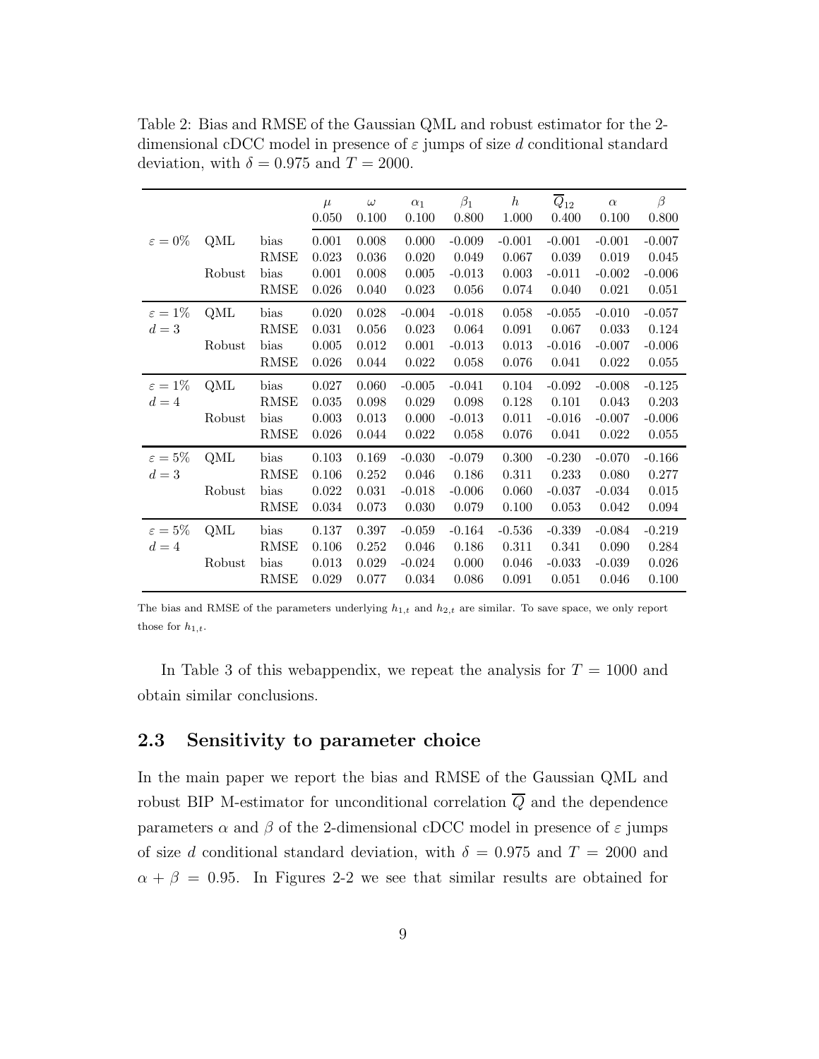Table 2: Bias and RMSE of the Gaussian QML and robust estimator for the 2-dimensional cDCC model in presence of $\varepsilon$ jumps of size $d$ conditional standard deviation, with $\delta = 0.975$ and $T = 2000$.

| | | | $\mu$ | $\omega$ | $\alpha_1$ | $\beta_1$ | $h$ | $\overline{Q}_{12}$ | $\alpha$ | $\beta$ |
|---|---|---|---|---|---|---|---|---|---|---|
| | | | 0.050 | 0.100 | 0.100 | 0.800 | 1.000 | 0.400 | 0.100 | 0.800 |
| $\varepsilon = 0\%$ | QML | bias | 0.001 | 0.008 | 0.000 | -0.009 | -0.001 | -0.001 | -0.001 | -0.007 |
| | | RMSE | 0.023 | 0.036 | 0.020 | 0.049 | 0.067 | 0.039 | 0.019 | 0.045 |
| | Robust | bias | 0.001 | 0.008 | 0.005 | -0.013 | 0.003 | -0.011 | -0.002 | -0.006 |
| | | RMSE | 0.026 | 0.040 | 0.023 | 0.056 | 0.074 | 0.040 | 0.021 | 0.051 |
| $\varepsilon = 1\%$ $d = 3$ | QML | bias | 0.020 | 0.028 | -0.004 | -0.018 | 0.058 | -0.055 | -0.010 | -0.057 |
| | | RMSE | 0.031 | 0.056 | 0.023 | 0.064 | 0.091 | 0.067 | 0.033 | 0.124 |
| | Robust | bias | 0.005 | 0.012 | 0.001 | -0.013 | 0.013 | -0.016 | -0.007 | -0.006 |
| | | RMSE | 0.026 | 0.044 | 0.022 | 0.058 | 0.076 | 0.041 | 0.022 | 0.055 |
| $\varepsilon = 1\%$ $d = 4$ | QML | bias | 0.027 | 0.060 | -0.005 | -0.041 | 0.104 | -0.092 | -0.008 | -0.125 |
| | | RMSE | 0.035 | 0.098 | 0.029 | 0.098 | 0.128 | 0.101 | 0.043 | 0.203 |
| | Robust | bias | 0.003 | 0.013 | 0.000 | -0.013 | 0.011 | -0.016 | -0.007 | -0.006 |
| | | RMSE | 0.026 | 0.044 | 0.022 | 0.058 | 0.076 | 0.041 | 0.022 | 0.055 |
| $\varepsilon = 5\%$ $d = 3$ | QML | bias | 0.103 | 0.169 | -0.030 | -0.079 | 0.300 | -0.230 | -0.070 | -0.166 |
| | | RMSE | 0.106 | 0.252 | 0.046 | 0.186 | 0.311 | 0.233 | 0.080 | 0.277 |
| | Robust | bias | 0.022 | 0.031 | -0.018 | -0.006 | 0.060 | -0.037 | -0.034 | 0.015 |
| | | RMSE | 0.034 | 0.073 | 0.030 | 0.079 | 0.100 | 0.053 | 0.042 | 0.094 |
| $\varepsilon = 5\%$ $d = 4$ | QML | bias | 0.137 | 0.397 | -0.059 | -0.164 | -0.536 | -0.339 | -0.084 | -0.219 |
| | | RMSE | 0.106 | 0.252 | 0.046 | 0.186 | 0.311 | 0.341 | 0.090 | 0.284 |
| | Robust | bias | 0.013 | 0.029 | -0.024 | 0.000 | 0.046 | -0.033 | -0.039 | 0.026 |
| | | RMSE | 0.029 | 0.077 | 0.034 | 0.086 | 0.091 | 0.051 | 0.046 | 0.100 |

The bias and RMSE of the parameters underlying $h_{1,t}$ and $h_{2,t}$ are similar. To save space, we only report those for $h_{1,t}$.

In Table 3 of this webappendix, we repeat the analysis for $T = 1000$ and obtain similar conclusions.

## 2.3 Sensitivity to parameter choice

In the main paper we report the bias and RMSE of the Gaussian QML and robust BIP M-estimator for unconditional correlation $\overline{Q}$ and the dependence parameters $\alpha$ and $\beta$ of the 2-dimensional cDCC model in presence of $\varepsilon$ jumps of size $d$ conditional standard deviation, with $\delta = 0.975$ and $T = 2000$ and $\alpha + \beta = 0.95$. In Figures 2-2 we see that similar results are obtained for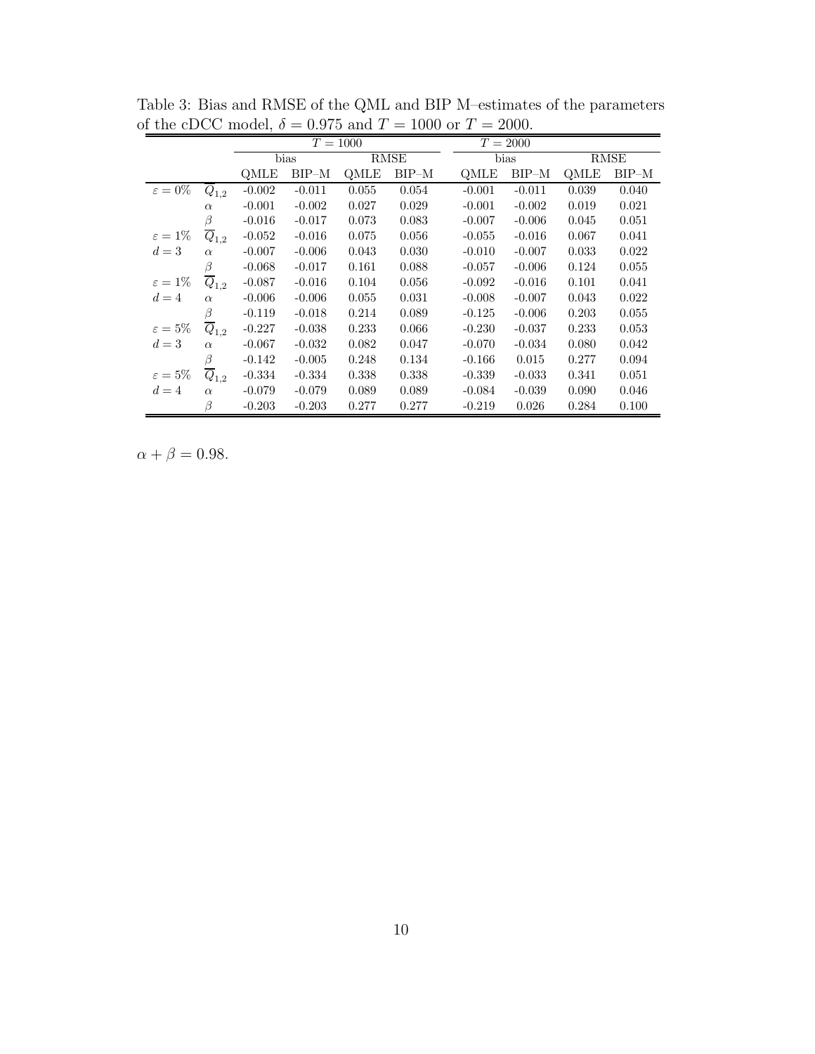Table 3: Bias and RMSE of the QML and BIP M–estimates of the parameters of the cDCC model, $\delta = 0.975$ and $T = 1000$ or $T = 2000$.

| | | $T = 1000$ | | | | $T = 2000$ | | | |
|---|---|---|---|---|---|---|---|---|---|
| | | bias | | RMSE | | bias | | RMSE | |
| | | QMLE | BIP–M | QMLE | BIP–M | QMLE | BIP–M | QMLE | BIP–M |
| $\varepsilon = 0\%$ | $\overline{Q}_{1,2}$ | -0.002 | -0.011 | 0.055 | 0.054 | -0.001 | -0.011 | 0.039 | 0.040 |
| | $\alpha$ | -0.001 | -0.002 | 0.027 | 0.029 | -0.001 | -0.002 | 0.019 | 0.021 |
| | $\beta$ | -0.016 | -0.017 | 0.073 | 0.083 | -0.007 | -0.006 | 0.045 | 0.051 |
| $\varepsilon = 1\%$ | $\overline{Q}_{1,2}$ | -0.052 | -0.016 | 0.075 | 0.056 | -0.055 | -0.016 | 0.067 | 0.041 |
| $d = 3$ | $\alpha$ | -0.007 | -0.006 | 0.043 | 0.030 | -0.010 | -0.007 | 0.033 | 0.022 |
| | $\beta$ | -0.068 | -0.017 | 0.161 | 0.088 | -0.057 | -0.006 | 0.124 | 0.055 |
| $\varepsilon = 1\%$ | $\overline{Q}_{1,2}$ | -0.087 | -0.016 | 0.104 | 0.056 | -0.092 | -0.016 | 0.101 | 0.041 |
| $d = 4$ | $\alpha$ | -0.006 | -0.006 | 0.055 | 0.031 | -0.008 | -0.007 | 0.043 | 0.022 |
| | $\beta$ | -0.119 | -0.018 | 0.214 | 0.089 | -0.125 | -0.006 | 0.203 | 0.055 |
| $\varepsilon = 5\%$ | $\overline{Q}_{1,2}$ | -0.227 | -0.038 | 0.233 | 0.066 | -0.230 | -0.037 | 0.233 | 0.053 |
| $d = 3$ | $\alpha$ | -0.067 | -0.032 | 0.082 | 0.047 | -0.070 | -0.034 | 0.080 | 0.042 |
| | $\beta$ | -0.142 | -0.005 | 0.248 | 0.134 | -0.166 | 0.015 | 0.277 | 0.094 |
| $\varepsilon = 5\%$ | $\overline{Q}_{1,2}$ | -0.334 | -0.334 | 0.338 | 0.338 | -0.339 | -0.033 | 0.341 | 0.051 |
| $d = 4$ | $\alpha$ | -0.079 | -0.079 | 0.089 | 0.089 | -0.084 | -0.039 | 0.090 | 0.046 |
| | $\beta$ | -0.203 | -0.203 | 0.277 | 0.277 | -0.219 | 0.026 | 0.284 | 0.100 |

$\alpha + \beta = 0.98$.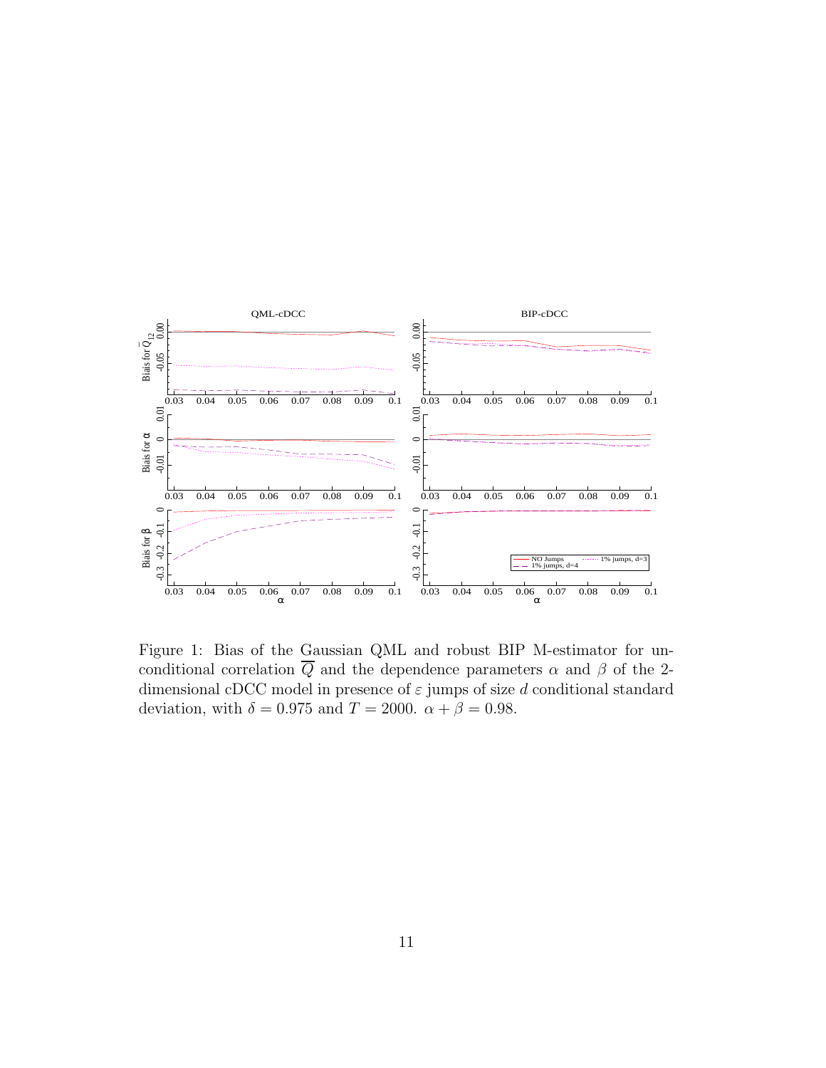Figure 1: Bias of the Gaussian QML and robust BIP M-estimator for unconditional correlation $\overline{Q}$ and the dependence parameters $\alpha$ and $\beta$ of the 2-dimensional cDCC model in presence of $\varepsilon$ jumps of size $d$ conditional standard deviation, with $\delta = 0.975$ and $T = 2000$. $\alpha + \beta = 0.98$.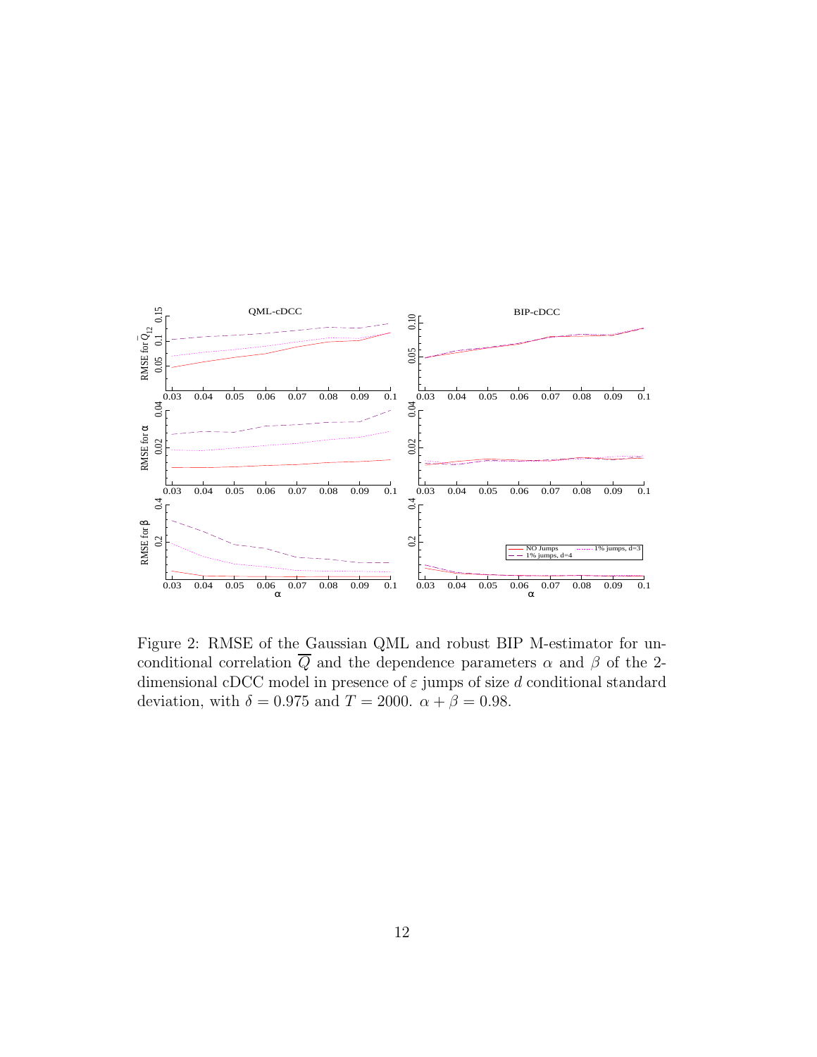Figure 2: RMSE of the Gaussian QML and robust BIP M-estimator for unconditional correlation $\overline{Q}$ and the dependence parameters $\alpha$ and $\beta$ of the 2-dimensional cDCC model in presence of $\varepsilon$ jumps of size $d$ conditional standard deviation, with $\delta = 0.975$ and $T = 2000$. $\alpha + \beta = 0.98$.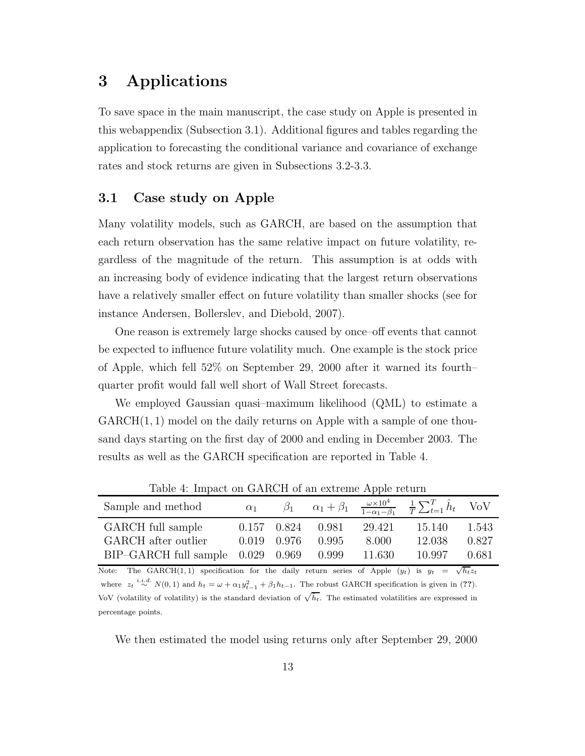# 3 Applications

To save space in the main manuscript, the case study on Apple is presented in this webappendix (Subsection 3.1). Additional figures and tables regarding the application to forecasting the conditional variance and covariance of exchange rates and stock returns are given in Subsections 3.2-3.3.

## 3.1 Case study on Apple

Many volatility models, such as GARCH, are based on the assumption that each return observation has the same relative impact on future volatility, regardless of the magnitude of the return. This assumption is at odds with an increasing body of evidence indicating that the largest return observations have a relatively smaller effect on future volatility than smaller shocks (see for instance Andersen, Bollerslev, and Diebold, 2007).

One reason is extremely large shocks caused by once–off events that cannot be expected to influence future volatility much. One example is the stock price of Apple, which fell 52% on September 29, 2000 after it warned its fourth–quarter profit would fall well short of Wall Street forecasts.

We employed Gaussian quasi–maximum likelihood (QML) to estimate a GARCH(1, 1) model on the daily returns on Apple with a sample of one thousand days starting on the first day of 2000 and ending in December 2003. The results as well as the GARCH specification are reported in Table 4.

Table 4: Impact on GARCH of an extreme Apple return

| Sample and method | $\alpha_1$ | $\beta_1$ | $\alpha_1 + \beta_1$ | $\frac{\omega \times 10^4}{1-\alpha_1-\beta_1}$ | $\frac{1}{T}\sum_{t=1}^{T}\hat{h}_t$ | VoV |
|---|---|---|---|---|---|---|
| GARCH full sample | 0.157 | 0.824 | 0.981 | 29.421 | 15.140 | 1.543 |
| GARCH after outlier | 0.019 | 0.976 | 0.995 | 8.000 | 12.038 | 0.827 |
| BIP–GARCH full sample | 0.029 | 0.969 | 0.999 | 11.630 | 10.997 | 0.681 |

Note: The GARCH(1, 1) specification for the daily return series of Apple ($y_t$) is $y_t = \sqrt{h_t} z_t$ where $z_t \overset{i.i.d.}{\sim} N(0, 1)$ and $h_t = \omega + \alpha_1 y_{t-1}^2 + \beta_1 h_{t-1}$. The robust GARCH specification is given in (**??**). VoV (volatility of volatility) is the standard deviation of $\sqrt{h_t}$. The estimated volatilities are expressed in percentage points.

We then estimated the model using returns only after September 29, 2000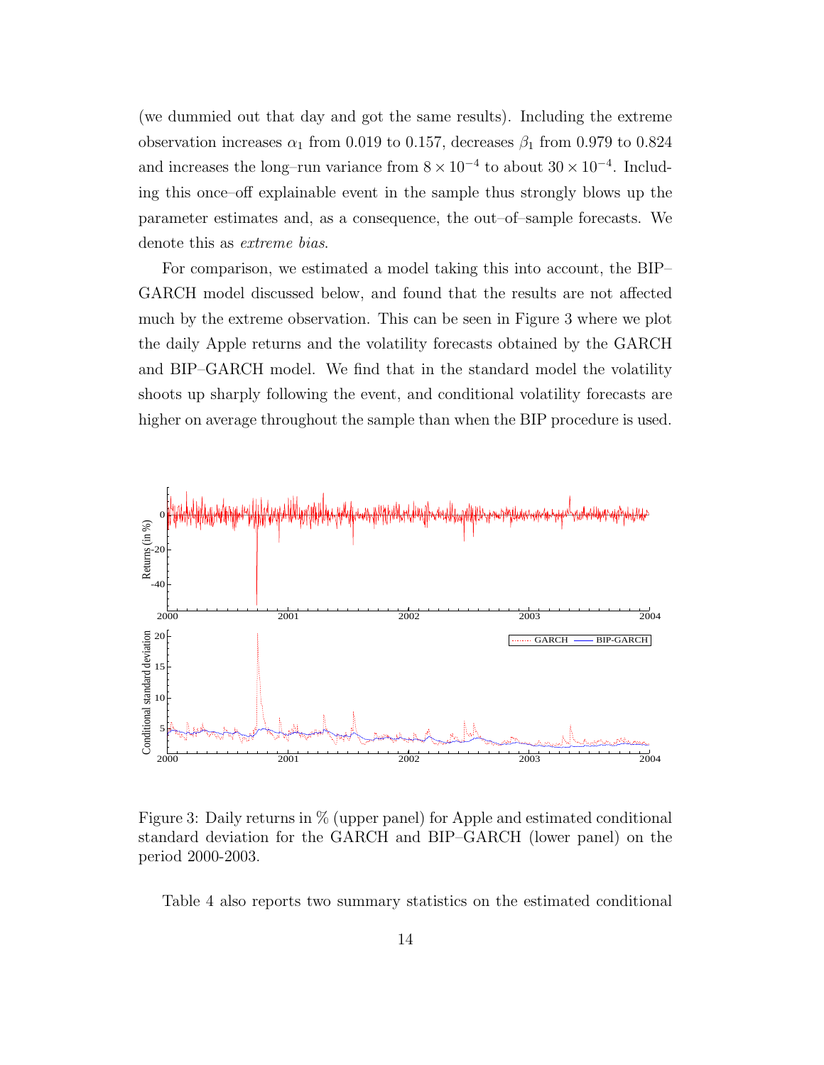(we dummied out that day and got the same results). Including the extreme observation increases $\alpha_1$ from 0.019 to 0.157, decreases $\beta_1$ from 0.979 to 0.824 and increases the long–run variance from $8 \times 10^{-4}$ to about $30 \times 10^{-4}$. Including this once–off explainable event in the sample thus strongly blows up the parameter estimates and, as a consequence, the out–of–sample forecasts. We denote this as *extreme bias*.

For comparison, we estimated a model taking this into account, the BIP–GARCH model discussed below, and found that the results are not affected much by the extreme observation. This can be seen in Figure 3 where we plot the daily Apple returns and the volatility forecasts obtained by the GARCH and BIP–GARCH model. We find that in the standard model the volatility shoots up sharply following the event, and conditional volatility forecasts are higher on average throughout the sample than when the BIP procedure is used.

Figure 3: Daily returns in % (upper panel) for Apple and estimated conditional standard deviation for the GARCH and BIP–GARCH (lower panel) on the period 2000-2003.

Table 4 also reports two summary statistics on the estimated conditional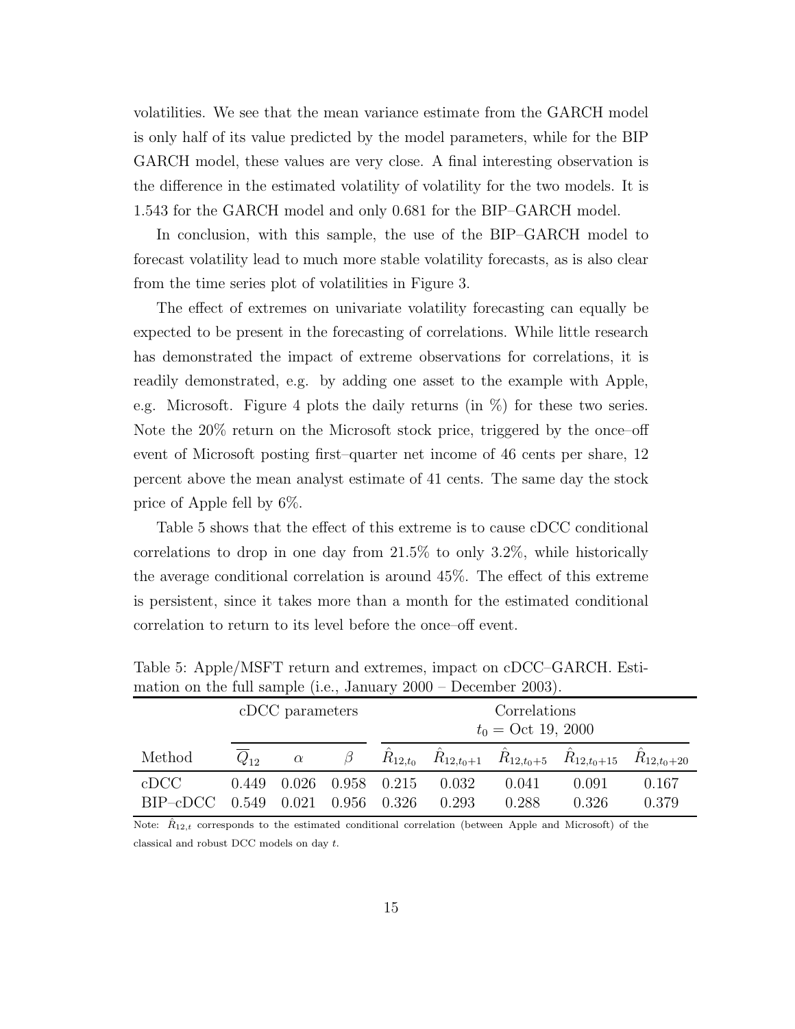volatilities. We see that the mean variance estimate from the GARCH model is only half of its value predicted by the model parameters, while for the BIP GARCH model, these values are very close. A final interesting observation is the difference in the estimated volatility of volatility for the two models. It is 1.543 for the GARCH model and only 0.681 for the BIP–GARCH model.

In conclusion, with this sample, the use of the BIP–GARCH model to forecast volatility lead to much more stable volatility forecasts, as is also clear from the time series plot of volatilities in Figure 3.

The effect of extremes on univariate volatility forecasting can equally be expected to be present in the forecasting of correlations. While little research has demonstrated the impact of extreme observations for correlations, it is readily demonstrated, e.g. by adding one asset to the example with Apple, e.g. Microsoft. Figure 4 plots the daily returns (in %) for these two series. Note the 20% return on the Microsoft stock price, triggered by the once–off event of Microsoft posting first–quarter net income of 46 cents per share, 12 percent above the mean analyst estimate of 41 cents. The same day the stock price of Apple fell by 6%.

Table 5 shows that the effect of this extreme is to cause cDCC conditional correlations to drop in one day from 21.5% to only 3.2%, while historically the average conditional correlation is around 45%. The effect of this extreme is persistent, since it takes more than a month for the estimated conditional correlation to return to its level before the once–off event.

Table 5: Apple/MSFT return and extremes, impact on cDCC–GARCH. Estimation on the full sample (i.e., January 2000 – December 2003).

| | cDCC parameters | | | Correlations $t_0$ = Oct 19, 2000 | | | | |
|---|---|---|---|---|---|---|---|---|
| Method | $\overline{Q}_{12}$ | $\alpha$ | $\beta$ | $\hat{R}_{12,t_0}$ | $\hat{R}_{12,t_0+1}$ | $\hat{R}_{12,t_0+5}$ | $\hat{R}_{12,t_0+15}$ | $\hat{R}_{12,t_0+20}$ |
| cDCC | 0.449 | 0.026 | 0.958 | 0.215 | 0.032 | 0.041 | 0.091 | 0.167 |
| BIP–cDCC | 0.549 | 0.021 | 0.956 | 0.326 | 0.293 | 0.288 | 0.326 | 0.379 |

Note: $\hat{R}_{12,t}$ corresponds to the estimated conditional correlation (between Apple and Microsoft) of the classical and robust DCC models on day $t$.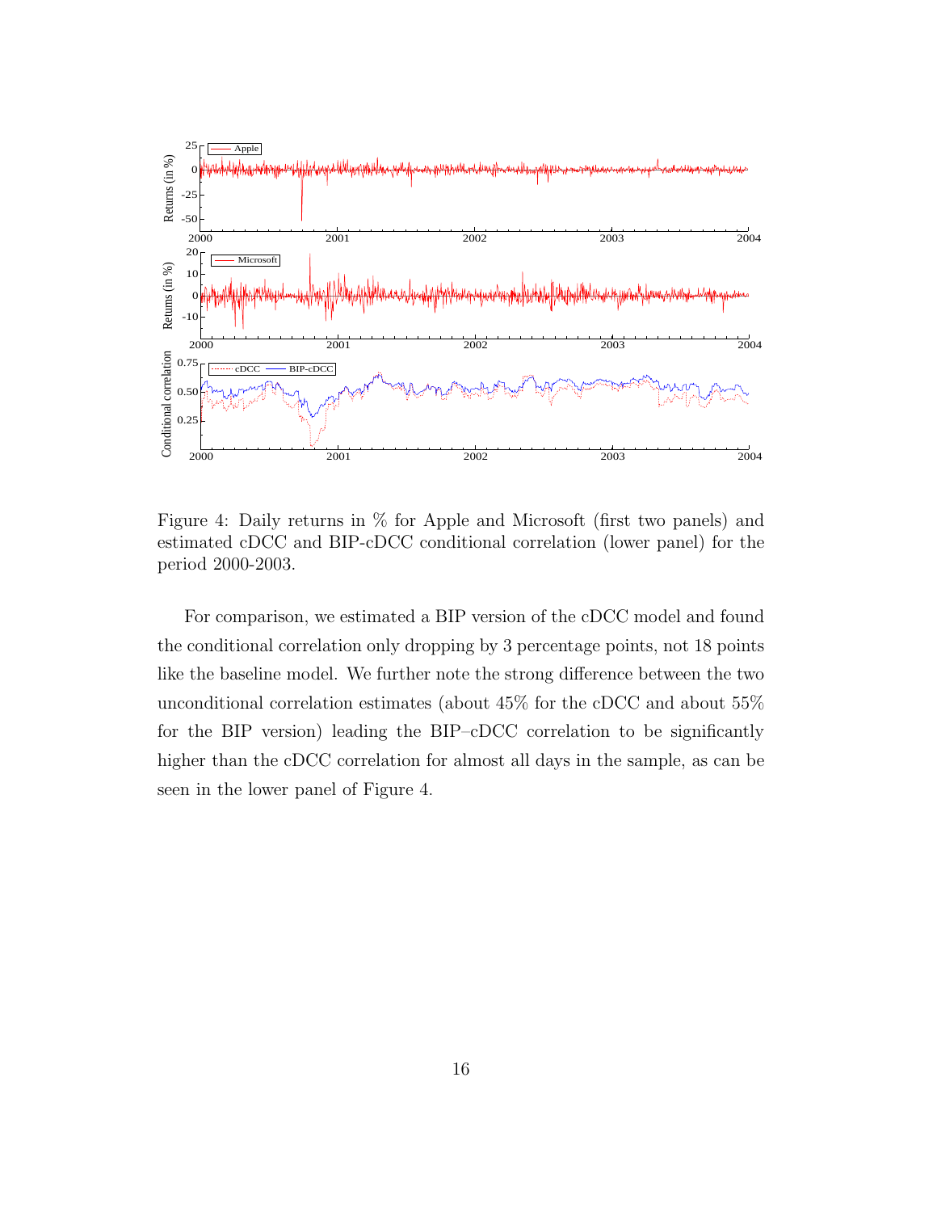Figure 4: Daily returns in % for Apple and Microsoft (first two panels) and estimated cDCC and BIP-cDCC conditional correlation (lower panel) for the period 2000-2003.

For comparison, we estimated a BIP version of the cDCC model and found the conditional correlation only dropping by 3 percentage points, not 18 points like the baseline model. We further note the strong difference between the two unconditional correlation estimates (about 45% for the cDCC and about 55% for the BIP version) leading the BIP–cDCC correlation to be significantly higher than the cDCC correlation for almost all days in the sample, as can be seen in the lower panel of Figure 4.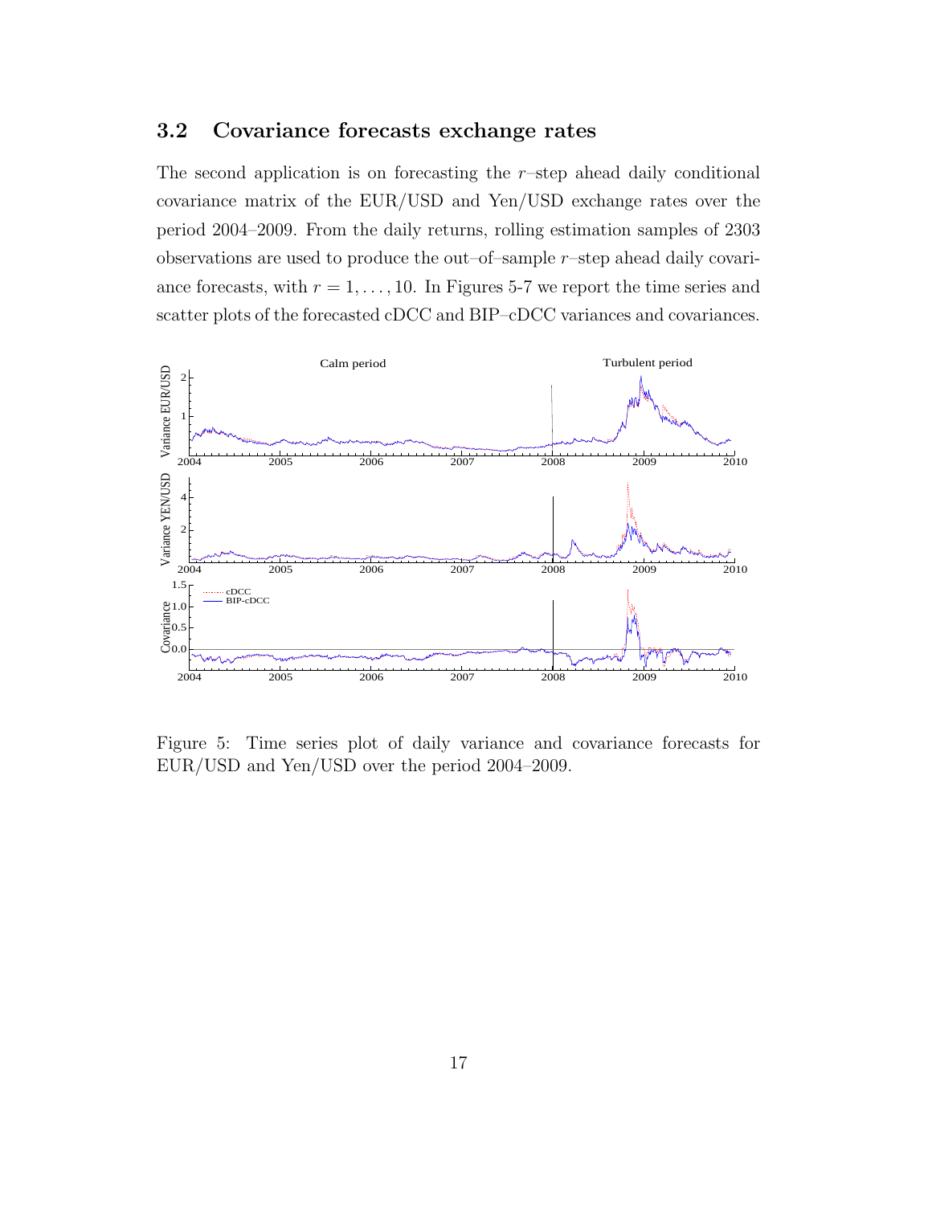## 3.2 Covariance forecasts exchange rates

The second application is on forecasting the $r$–step ahead daily conditional covariance matrix of the EUR/USD and Yen/USD exchange rates over the period 2004–2009. From the daily returns, rolling estimation samples of 2303 observations are used to produce the out–of–sample $r$–step ahead daily covariance forecasts, with $r = 1, \ldots, 10$. In Figures 5-7 we report the time series and scatter plots of the forecasted cDCC and BIP–cDCC variances and covariances.

Figure 5: Time series plot of daily variance and covariance forecasts for EUR/USD and Yen/USD over the period 2004–2009.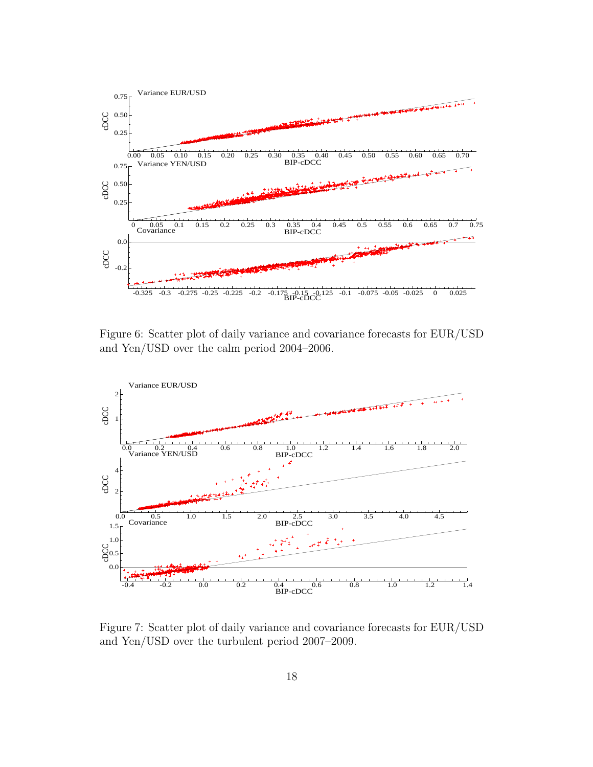Figure 6: Scatter plot of daily variance and covariance forecasts for EUR/USD and Yen/USD over the calm period 2004–2006.

Figure 7: Scatter plot of daily variance and covariance forecasts for EUR/USD and Yen/USD over the turbulent period 2007–2009.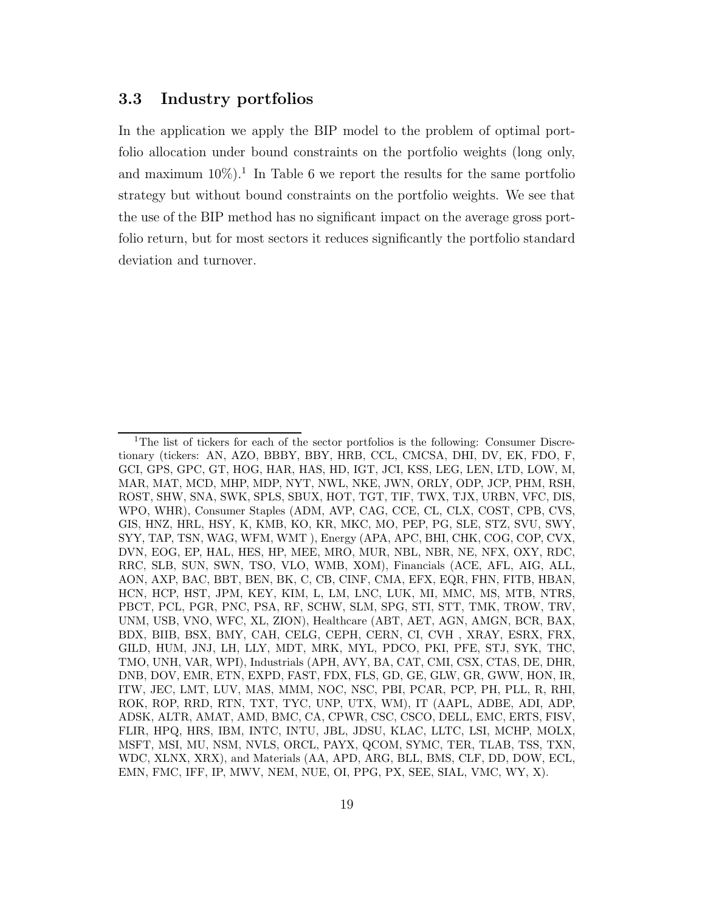### 3.3 Industry portfolios

In the application we apply the BIP model to the problem of optimal portfolio allocation under bound constraints on the portfolio weights (long only, and maximum 10%).[1] In Table 6 we report the results for the same portfolio strategy but without bound constraints on the portfolio weights. We see that the use of the BIP method has no significant impact on the average gross portfolio return, but for most sectors it reduces significantly the portfolio standard deviation and turnover.

---

[1] The list of tickers for each of the sector portfolios is the following: Consumer Discretionary (tickers: AN, AZO, BBBY, BBY, HRB, CCL, CMCSA, DHI, DV, EK, FDO, F, GCI, GPS, GPC, GT, HOG, HAR, HAS, HD, IGT, JCI, KSS, LEG, LEN, LTD, LOW, M, MAR, MAT, MCD, MHP, MDP, NYT, NWL, NKE, JWN, ORLY, ODP, JCP, PHM, RSH, ROST, SHW, SNA, SWK, SPLS, SBUX, HOT, TGT, TIF, TWX, TJX, URBN, VFC, DIS, WPO, WHR), Consumer Staples (ADM, AVP, CAG, CCE, CL, CLX, COST, CPB, CVS, GIS, HNZ, HRL, HSY, K, KMB, KO, KR, MKC, MO, PEP, PG, SLE, STZ, SVU, SWY, SYY, TAP, TSN, WAG, WFM, WMT ), Energy (APA, APC, BHI, CHK, COG, COP, CVX, DVN, EOG, EP, HAL, HES, HP, MEE, MRO, MUR, NBL, NBR, NE, NFX, OXY, RDC, RRC, SLB, SUN, SWN, TSO, VLO, WMB, XOM), Financials (ACE, AFL, AIG, ALL, AON, AXP, BAC, BBT, BEN, BK, C, CB, CINF, CMA, EFX, EQR, FHN, FITB, HBAN, HCN, HCP, HST, JPM, KEY, KIM, L, LM, LNC, LUK, MI, MMC, MS, MTB, NTRS, PBCT, PCL, PGR, PNC, PSA, RF, SCHW, SLM, SPG, STI, STT, TMK, TROW, TRV, UNM, USB, VNO, WFC, XL, ZION), Healthcare (ABT, AET, AGN, AMGN, BCR, BAX, BDX, BIIB, BSX, BMY, CAH, CELG, CEPH, CERN, CI, CVH , XRAY, ESRX, FRX, GILD, HUM, JNJ, LH, LLY, MDT, MRK, MYL, PDCO, PKI, PFE, STJ, SYK, THC, TMO, UNH, VAR, WPI), Industrials (APH, AVY, BA, CAT, CMI, CSX, CTAS, DE, DHR, DNB, DOV, EMR, ETN, EXPD, FAST, FDX, FLS, GD, GE, GLW, GR, GWW, HON, IR, ITW, JEC, LMT, LUV, MAS, MMM, NOC, NSC, PBI, PCAR, PCP, PH, PLL, R, RHI, ROK, ROP, RRD, RTN, TXT, TYC, UNP, UTX, WM), IT (AAPL, ADBE, ADI, ADP, ADSK, ALTR, AMAT, AMD, BMC, CA, CPWR, CSC, CSCO, DELL, EMC, ERTS, FISV, FLIR, HPQ, HRS, IBM, INTC, INTU, JBL, JDSU, KLAC, LLTC, LSI, MCHP, MOLX, MSFT, MSI, MU, NSM, NVLS, ORCL, PAYX, QCOM, SYMC, TER, TLAB, TSS, TXN, WDC, XLNX, XRX), and Materials (AA, APD, ARG, BLL, BMS, CLF, DD, DOW, ECL, EMN, FMC, IFF, IP, MWV, NEM, NUE, OI, PPG, PX, SEE, SIAL, VMC, WY, X).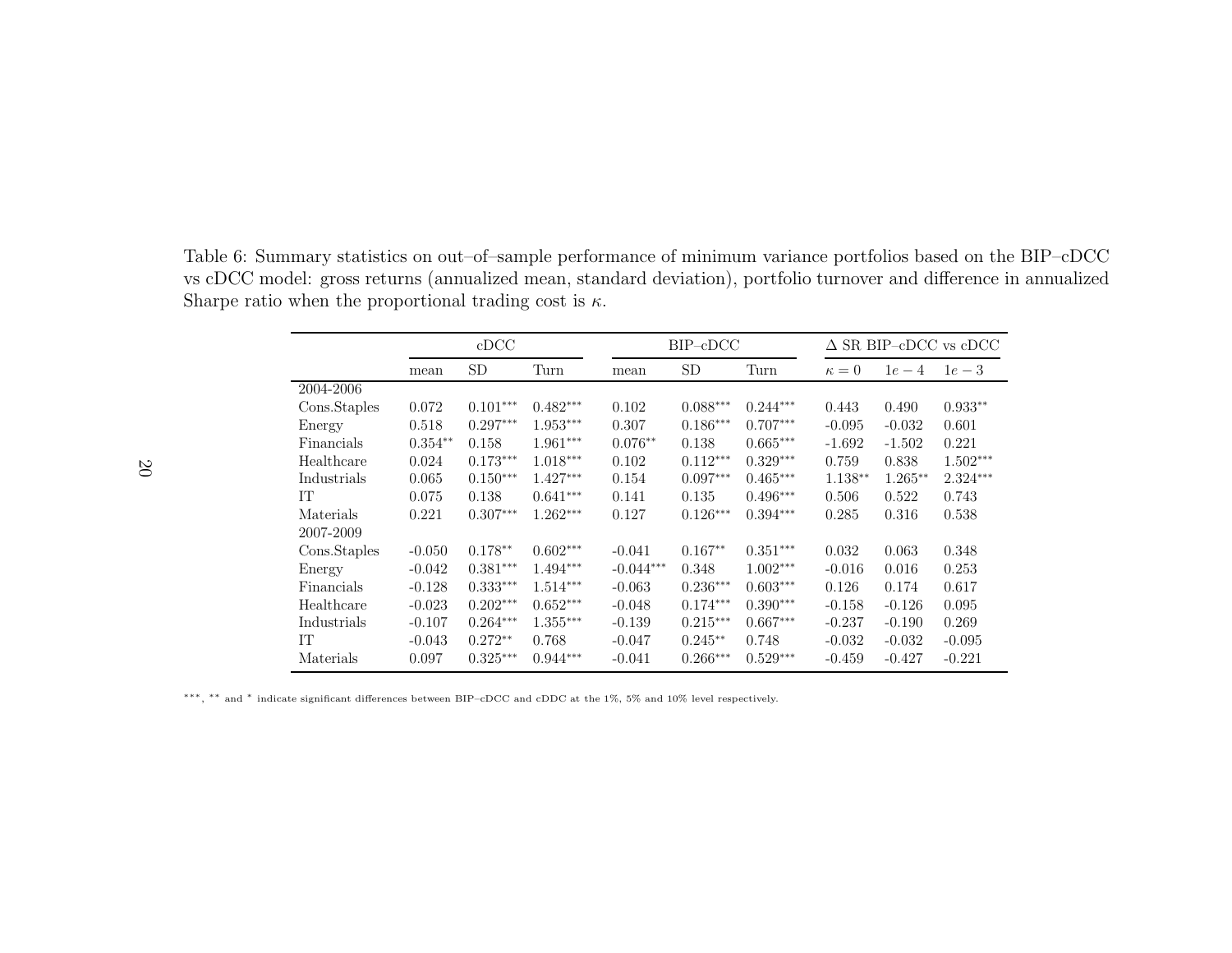Table 6: Summary statistics on out–of–sample performance of minimum variance portfolios based on the BIP–cDCC vs cDCC model: gross returns (annualized mean, standard deviation), portfolio turnover and difference in annualized Sharpe ratio when the proportional trading cost is $\kappa$.

| | cDCC | | | BIP–cDCC | | | $\Delta$ SR BIP–cDCC vs cDCC | | |
|---|---|---|---|---|---|---|---|---|---|
| | mean | SD | Turn | mean | SD | Turn | $\kappa = 0$ | $1e-4$ | $1e-3$ |
| 2004-2006 | | | | | | | | | |
| Cons.Staples | 0.072 | $0.101^{***}$ | $0.482^{***}$ | 0.102 | $0.088^{***}$ | $0.244^{***}$ | 0.443 | 0.490 | $0.933^{**}$ |
| Energy | 0.518 | $0.297^{***}$ | $1.953^{***}$ | 0.307 | $0.186^{***}$ | $0.707^{***}$ | -0.095 | -0.032 | 0.601 |
| Financials | $0.354^{**}$ | 0.158 | $1.961^{***}$ | $0.076^{**}$ | 0.138 | $0.665^{***}$ | -1.692 | -1.502 | 0.221 |
| Healthcare | 0.024 | $0.173^{***}$ | $1.018^{***}$ | 0.102 | $0.112^{***}$ | $0.329^{***}$ | 0.759 | 0.838 | $1.502^{***}$ |
| Industrials | 0.065 | $0.150^{***}$ | $1.427^{***}$ | 0.154 | $0.097^{***}$ | $0.465^{***}$ | $1.138^{**}$ | $1.265^{**}$ | $2.324^{***}$ |
| IT | 0.075 | 0.138 | $0.641^{***}$ | 0.141 | 0.135 | $0.496^{***}$ | 0.506 | 0.522 | 0.743 |
| Materials | 0.221 | $0.307^{***}$ | $1.262^{***}$ | 0.127 | $0.126^{***}$ | $0.394^{***}$ | 0.285 | 0.316 | 0.538 |
| 2007-2009 | | | | | | | | | |
| Cons.Staples | -0.050 | $0.178^{**}$ | $0.602^{***}$ | -0.041 | $0.167^{**}$ | $0.351^{***}$ | 0.032 | 0.063 | 0.348 |
| Energy | -0.042 | $0.381^{***}$ | $1.494^{***}$ | $-0.044^{***}$ | 0.348 | $1.002^{***}$ | -0.016 | 0.016 | 0.253 |
| Financials | -0.128 | $0.333^{***}$ | $1.514^{***}$ | -0.063 | $0.236^{***}$ | $0.603^{***}$ | 0.126 | 0.174 | 0.617 |
| Healthcare | -0.023 | $0.202^{***}$ | $0.652^{***}$ | -0.048 | $0.174^{***}$ | $0.390^{***}$ | -0.158 | -0.126 | 0.095 |
| Industrials | -0.107 | $0.264^{***}$ | $1.355^{***}$ | -0.139 | $0.215^{***}$ | $0.667^{***}$ | -0.237 | -0.190 | 0.269 |
| IT | -0.043 | $0.272^{**}$ | 0.768 | -0.047 | $0.245^{**}$ | 0.748 | -0.032 | -0.032 | -0.095 |
| Materials | 0.097 | $0.325^{***}$ | $0.944^{***}$ | -0.041 | $0.266^{***}$ | $0.529^{***}$ | -0.459 | -0.427 | -0.221 |

$^{***}$, $^{**}$ and $^{*}$ indicate significant differences between BIP–cDCC and cDDC at the 1%, 5% and 10% level respectively.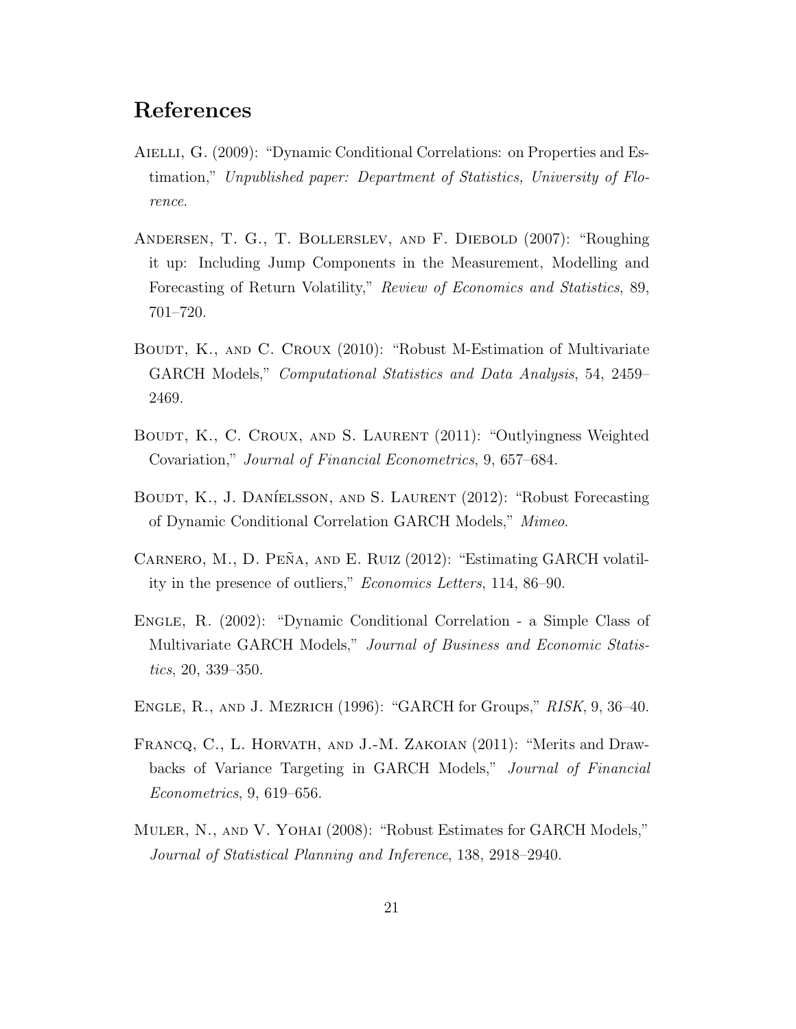## References

Aielli, G. (2009): "Dynamic Conditional Correlations: on Properties and Estimation," *Unpublished paper: Department of Statistics, University of Florence*.

Andersen, T. G., T. Bollerslev, and F. Diebold (2007): "Roughing it up: Including Jump Components in the Measurement, Modelling and Forecasting of Return Volatility," *Review of Economics and Statistics*, 89, 701–720.

Boudt, K., and C. Croux (2010): "Robust M-Estimation of Multivariate GARCH Models," *Computational Statistics and Data Analysis*, 54, 2459–2469.

Boudt, K., C. Croux, and S. Laurent (2011): "Outlyingness Weighted Covariation," *Journal of Financial Econometrics*, 9, 657–684.

Boudt, K., J. Daníelsson, and S. Laurent (2012): "Robust Forecasting of Dynamic Conditional Correlation GARCH Models," *Mimeo*.

Carnero, M., D. Peña, and E. Ruiz (2012): "Estimating GARCH volatility in the presence of outliers," *Economics Letters*, 114, 86–90.

Engle, R. (2002): "Dynamic Conditional Correlation - a Simple Class of Multivariate GARCH Models," *Journal of Business and Economic Statistics*, 20, 339–350.

Engle, R., and J. Mezrich (1996): "GARCH for Groups," *RISK*, 9, 36–40.

Francq, C., L. Horvath, and J.-M. Zakoian (2011): "Merits and Drawbacks of Variance Targeting in GARCH Models," *Journal of Financial Econometrics*, 9, 619–656.

Muler, N., and V. Yohai (2008): "Robust Estimates for GARCH Models," *Journal of Statistical Planning and Inference*, 138, 2918–2940.